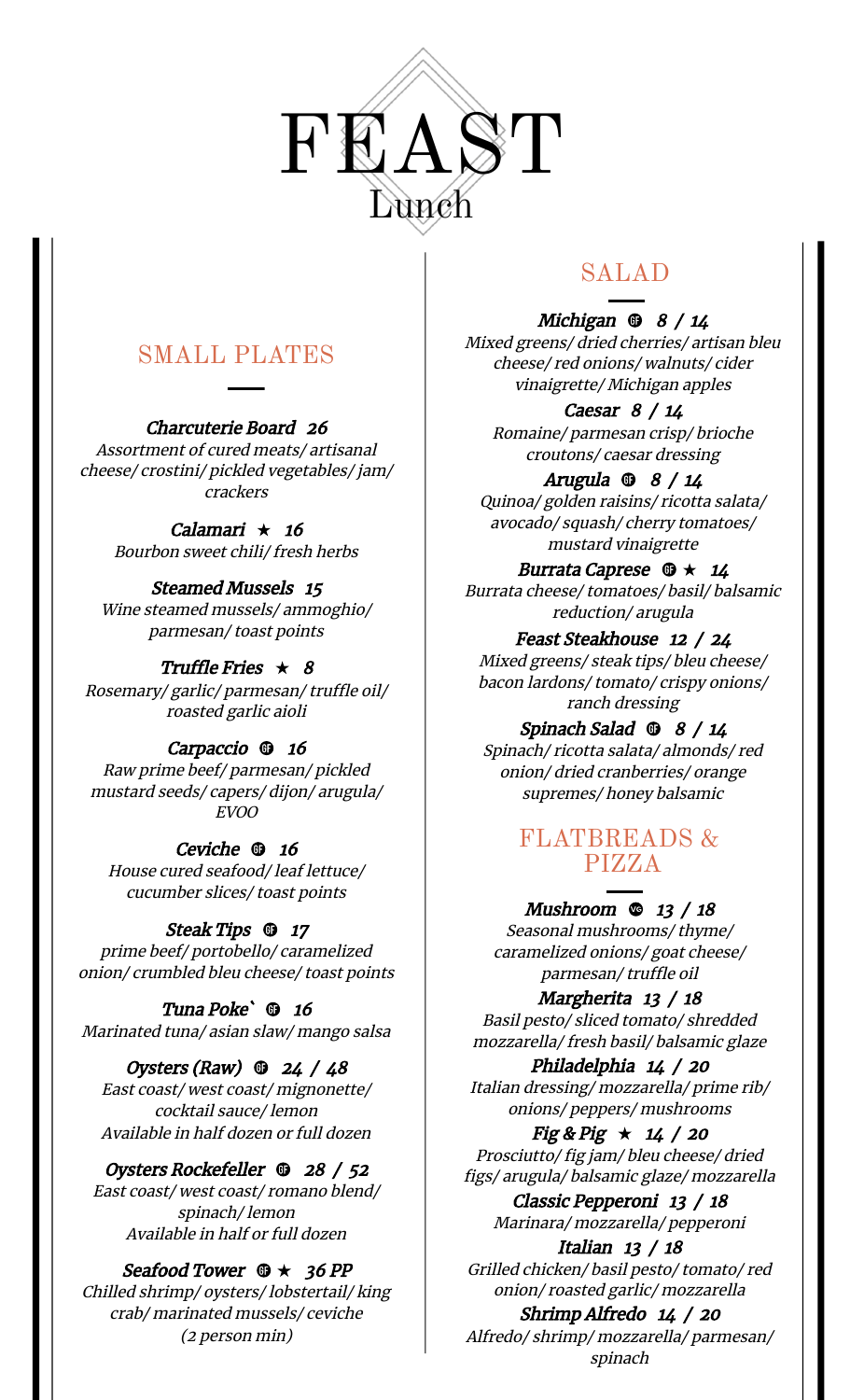# FEAST

Lunch

## SMALL PLATES

***Charcuterie Board 26***
*Assortment of cured meats/ artisanal cheese/ crostini/ pickled vegetables/ jam/ crackers*

***Calamari ★ 16***
*Bourbon sweet chili/ fresh herbs*

***Steamed Mussels 15***
*Wine steamed mussels/ ammoghio/ parmesan/ toast points*

***Truffle Fries ★ 8***
*Rosemary/ garlic/ parmesan/ truffle oil/ roasted garlic aioli*

***Carpaccio GF 16***
*Raw prime beef/ parmesan/ pickled mustard seeds/ capers/ dijon/ arugula/ EVOO*

***Ceviche GF 16***
*House cured seafood/ leaf lettuce/ cucumber slices/ toast points*

***Steak Tips GF 17***
*prime beef/ portobello/ caramelized onion/ crumbled bleu cheese/ toast points*

***Tuna Poke` GF 16***
*Marinated tuna/ asian slaw/ mango salsa*

***Oysters (Raw) GF 24 / 48***
*East coast/ west coast/ mignonette/ cocktail sauce/ lemon*
*Available in half dozen or full dozen*

***Oysters Rockefeller GF 28 / 52***
*East coast/ west coast/ romano blend/ spinach/ lemon*
*Available in half or full dozen*

***Seafood Tower GF ★ 36 PP***
*Chilled shrimp/ oysters/ lobstertail/ king crab/ marinated mussels/ ceviche*
*(2 person min)*

## SALAD

***Michigan GF 8 / 14***
*Mixed greens/ dried cherries/ artisan bleu cheese/ red onions/ walnuts/ cider vinaigrette/ Michigan apples*

***Caesar 8 / 14***
*Romaine/ parmesan crisp/ brioche croutons/ caesar dressing*

***Arugula GF 8 / 14***
*Quinoa/ golden raisins/ ricotta salata/ avocado/ squash/ cherry tomatoes/ mustard vinaigrette*

***Burrata Caprese GF ★ 14***
*Burrata cheese/ tomatoes/ basil/ balsamic reduction/ arugula*

***Feast Steakhouse 12 / 24***
*Mixed greens/ steak tips/ bleu cheese/ bacon lardons/ tomato/ crispy onions/ ranch dressing*

***Spinach Salad GF 8 / 14***
*Spinach/ ricotta salata/ almonds/ red onion/ dried cranberries/ orange supremes/ honey balsamic*

## FLATBREADS & PIZZA

***Mushroom VG 13 / 18***
*Seasonal mushrooms/ thyme/ caramelized onions/ goat cheese/ parmesan/ truffle oil*

***Margherita 13 / 18***
*Basil pesto/ sliced tomato/ shredded mozzarella/ fresh basil/ balsamic glaze*

***Philadelphia 14 / 20***
*Italian dressing/ mozzarella/ prime rib/ onions/ peppers/ mushrooms*

***Fig & Pig ★ 14 / 20***
*Prosciutto/ fig jam/ bleu cheese/ dried figs/ arugula/ balsamic glaze/ mozzarella*

***Classic Pepperoni 13 / 18***
*Marinara/ mozzarella/ pepperoni*

***Italian 13 / 18***
*Grilled chicken/ basil pesto/ tomato/ red onion/ roasted garlic/ mozzarella*

***Shrimp Alfredo 14 / 20***
*Alfredo/ shrimp/ mozzarella/ parmesan/ spinach*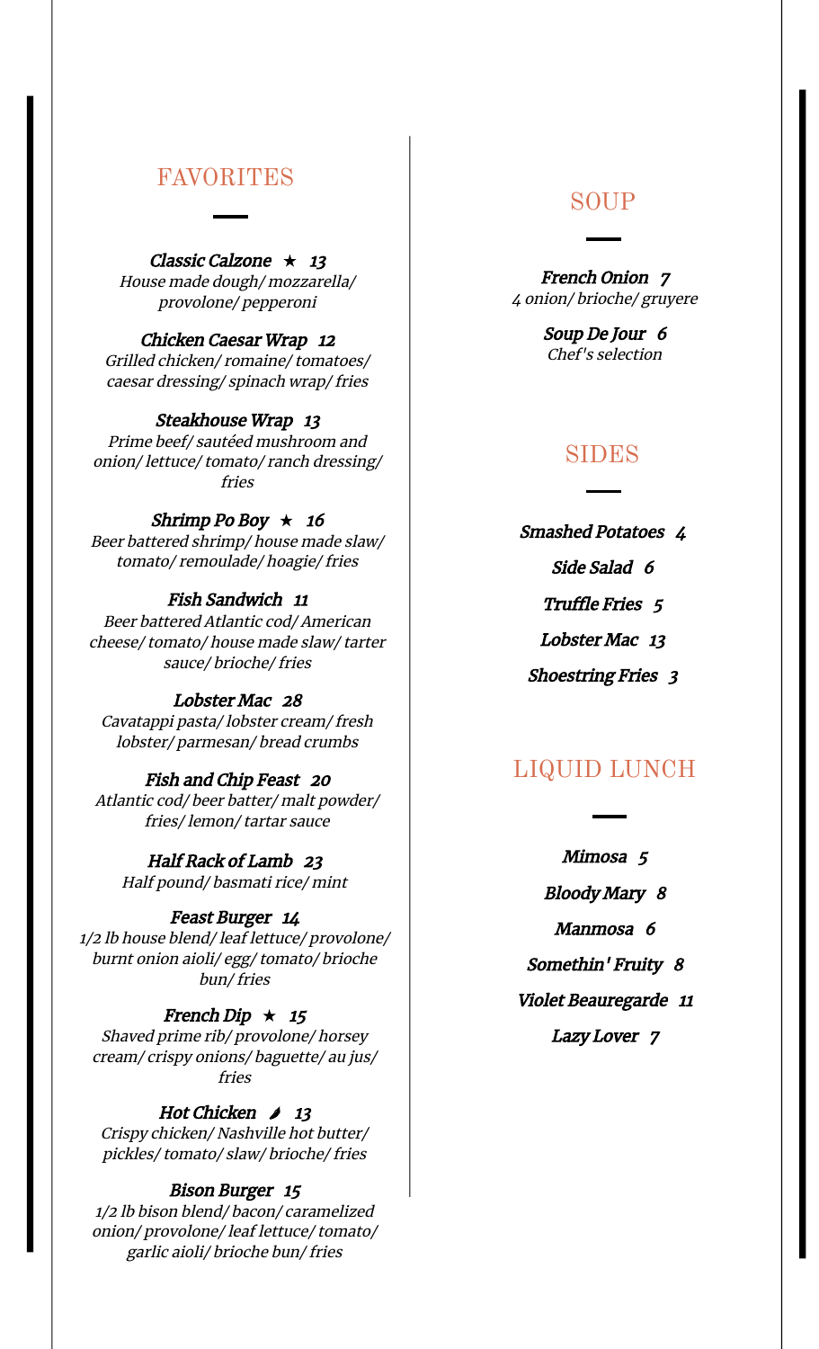## FAVORITES

***Classic Calzone* ★ *13***
*House made dough/ mozzarella/ provolone/ pepperoni*

***Chicken Caesar Wrap 12***
*Grilled chicken/ romaine/ tomatoes/ caesar dressing/ spinach wrap/ fries*

***Steakhouse Wrap 13***
*Prime beef/ sautéed mushroom and onion/ lettuce/ tomato/ ranch dressing/ fries*

***Shrimp Po Boy* ★ *16***
*Beer battered shrimp/ house made slaw/ tomato/ remoulade/ hoagie/ fries*

***Fish Sandwich 11***
*Beer battered Atlantic cod/ American cheese/ tomato/ house made slaw/ tarter sauce/ brioche/ fries*

***Lobster Mac 28***
*Cavatappi pasta/ lobster cream/ fresh lobster/ parmesan/ bread crumbs*

***Fish and Chip Feast 20***
*Atlantic cod/ beer batter/ malt powder/ fries/ lemon/ tartar sauce*

***Half Rack of Lamb 23***
*Half pound/ basmati rice/ mint*

***Feast Burger 14***
*1/2 lb house blend/ leaf lettuce/ provolone/ burnt onion aioli/ egg/ tomato/ brioche bun/ fries*

***French Dip* ★ *15***
*Shaved prime rib/ provolone/ horsey cream/ crispy onions/ baguette/ au jus/ fries*

***Hot Chicken 🌶 13***
*Crispy chicken/ Nashville hot butter/ pickles/ tomato/ slaw/ brioche/ fries*

***Bison Burger 15***
*1/2 lb bison blend/ bacon/ caramelized onion/ provolone/ leaf lettuce/ tomato/ garlic aioli/ brioche bun/ fries*

## SOUP

***French Onion 7***
*4 onion/ brioche/ gruyere*

***Soup De Jour 6***
*Chef's selection*

## SIDES

***Smashed Potatoes 4***

***Side Salad 6***

***Truffle Fries 5***

***Lobster Mac 13***

***Shoestring Fries 3***

## LIQUID LUNCH

***Mimosa 5***

***Bloody Mary 8***

***Manmosa 6***

***Somethin' Fruity 8***

***Violet Beauregarde 11***

***Lazy Lover 7***